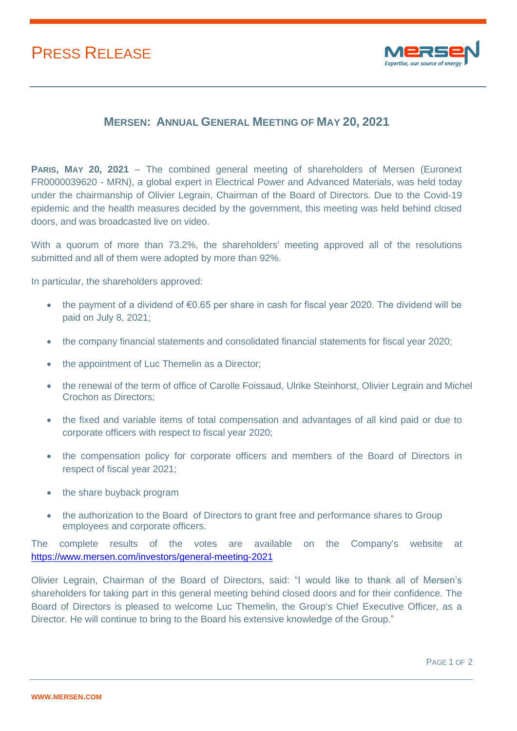# PRESS RELEASE

## MERSEN: ANNUAL GENERAL MEETING OF MAY 20, 2021

**PARIS, MAY 20, 2021** – The combined general meeting of shareholders of Mersen (Euronext FR0000039620 - MRN), a global expert in Electrical Power and Advanced Materials, was held today under the chairmanship of Olivier Legrain, Chairman of the Board of Directors. Due to the Covid-19 epidemic and the health measures decided by the government, this meeting was held behind closed doors, and was broadcasted live on video.

With a quorum of more than 73.2%, the shareholders' meeting approved all of the resolutions submitted and all of them were adopted by more than 92%.

In particular, the shareholders approved:

- the payment of a dividend of €0.65 per share in cash for fiscal year 2020. The dividend will be paid on July 8, 2021;
- the company financial statements and consolidated financial statements for fiscal year 2020;
- the appointment of Luc Themelin as a Director;
- the renewal of the term of office of Carolle Foissaud, Ulrike Steinhorst, Olivier Legrain and Michel Crochon as Directors;
- the fixed and variable items of total compensation and advantages of all kind paid or due to corporate officers with respect to fiscal year 2020;
- the compensation policy for corporate officers and members of the Board of Directors in respect of fiscal year 2021;
- the share buyback program
- the authorization to the Board of Directors to grant free and performance shares to Group employees and corporate officers.

The complete results of the votes are available on the Company's website at https://www.mersen.com/investors/general-meeting-2021

Olivier Legrain, Chairman of the Board of Directors, said: "I would like to thank all of Mersen's shareholders for taking part in this general meeting behind closed doors and for their confidence. The Board of Directors is pleased to welcome Luc Themelin, the Group's Chief Executive Officer, as a Director. He will continue to bring to the Board his extensive knowledge of the Group."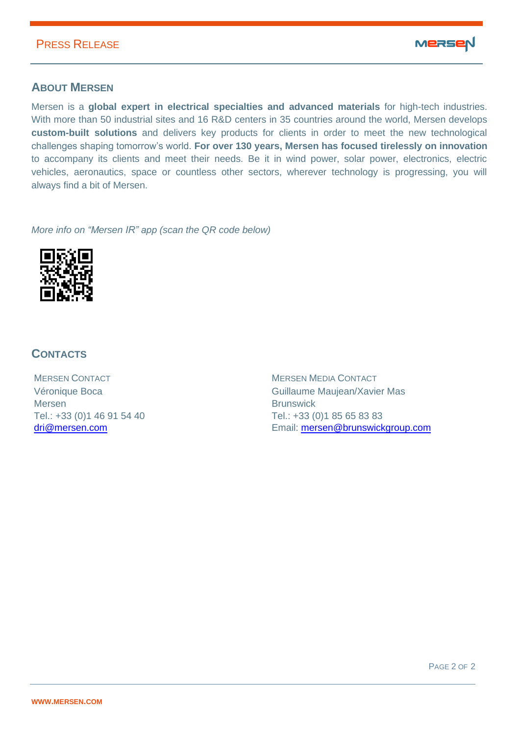## About Mersen

Mersen is a **global expert in electrical specialties and advanced materials** for high-tech industries. With more than 50 industrial sites and 16 R&D centers in 35 countries around the world, Mersen develops **custom-built solutions** and delivers key products for clients in order to meet the new technological challenges shaping tomorrow's world. **For over 130 years, Mersen has focused tirelessly on innovation** to accompany its clients and meet their needs. Be it in wind power, solar power, electronics, electric vehicles, aeronautics, space or countless other sectors, wherever technology is progressing, you will always find a bit of Mersen.

*More info on "Mersen IR" app (scan the QR code below)*

## Contacts

MERSEN CONTACT
Véronique Boca
Mersen
Tel.: +33 (0)1 46 91 54 40
dri@mersen.com

MERSEN MEDIA CONTACT
Guillaume Maujean/Xavier Mas
Brunswick
Tel.: +33 (0)1 85 65 83 83
Email: mersen@brunswickgroup.com